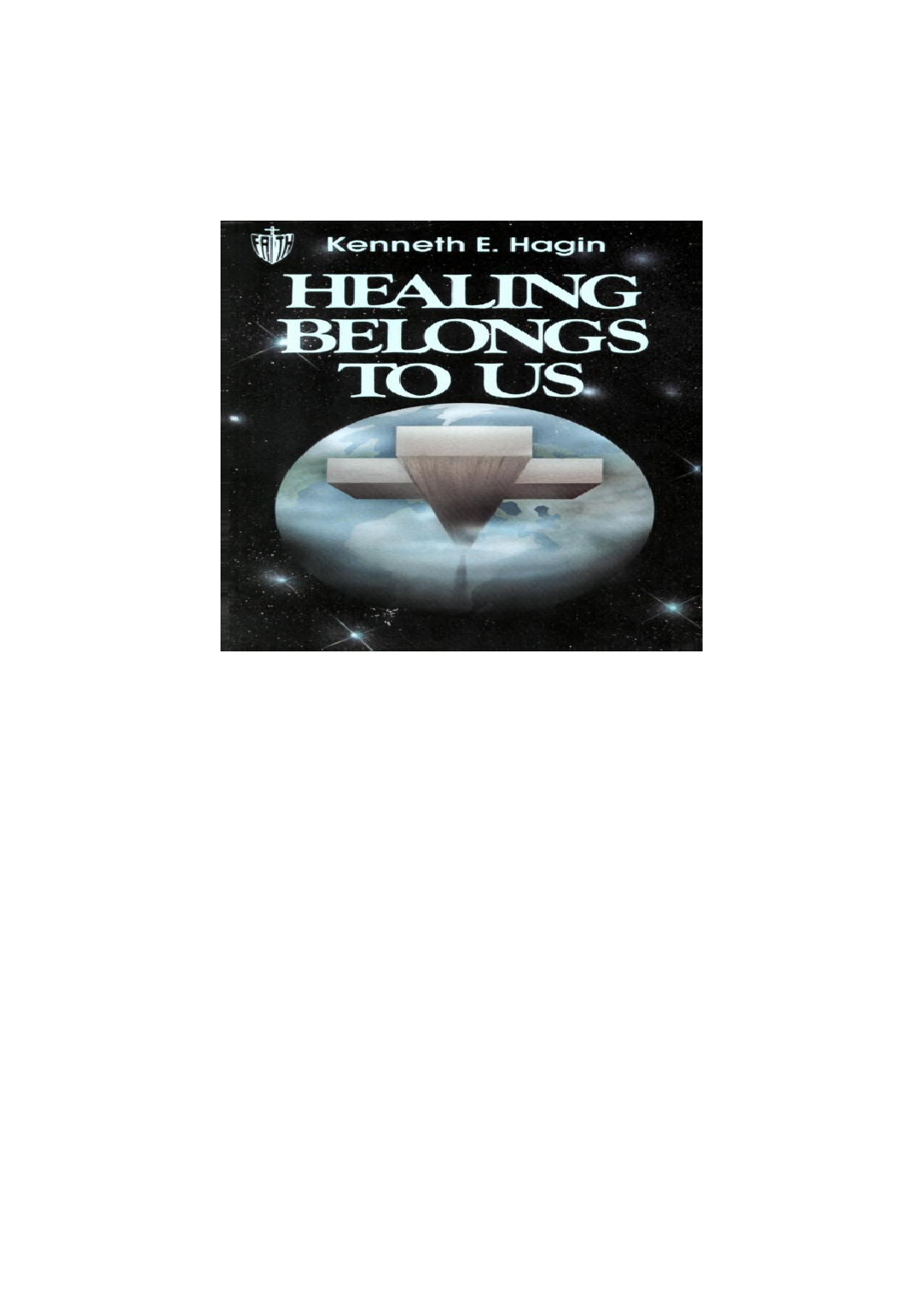Kenneth E. Hagin

# HEALING BELONGS TO US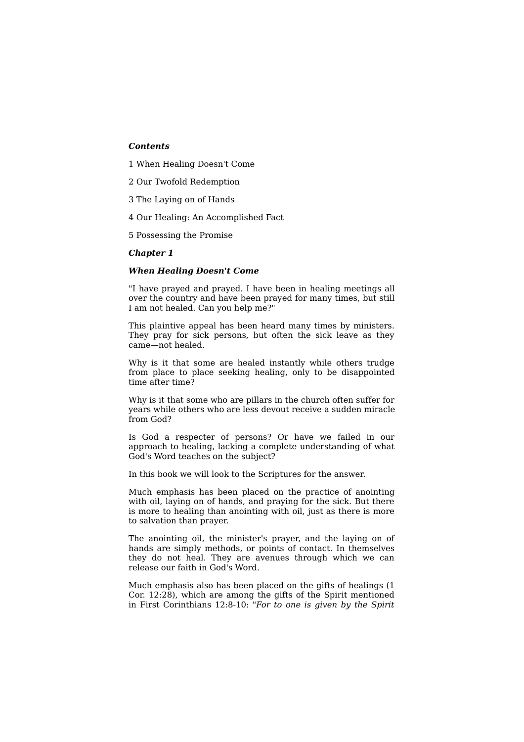***Contents***

1 When Healing Doesn't Come

2 Our Twofold Redemption

3 The Laying on of Hands

4 Our Healing: An Accomplished Fact

5 Possessing the Promise

## ***Chapter 1***

## ***When Healing Doesn't Come***

"I have prayed and prayed. I have been in healing meetings all over the country and have been prayed for many times, but still I am not healed. Can you help me?"

This plaintive appeal has been heard many times by ministers. They pray for sick persons, but often the sick leave as they came—not healed.

Why is it that some are healed instantly while others trudge from place to place seeking healing, only to be disappointed time after time?

Why is it that some who are pillars in the church often suffer for years while others who are less devout receive a sudden miracle from God?

Is God a respecter of persons? Or have we failed in our approach to healing, lacking a complete understanding of what God's Word teaches on the subject?

In this book we will look to the Scriptures for the answer.

Much emphasis has been placed on the practice of anointing with oil, laying on of hands, and praying for the sick. But there is more to healing than anointing with oil, just as there is more to salvation than prayer.

The anointing oil, the minister's prayer, and the laying on of hands are simply methods, or points of contact. In themselves they do not heal. They are avenues through which we can release our faith in God's Word.

Much emphasis also has been placed on the gifts of healings (1 Cor. 12:28), which are among the gifts of the Spirit mentioned in First Corinthians 12:8-10: "*For to one is given by the Spirit*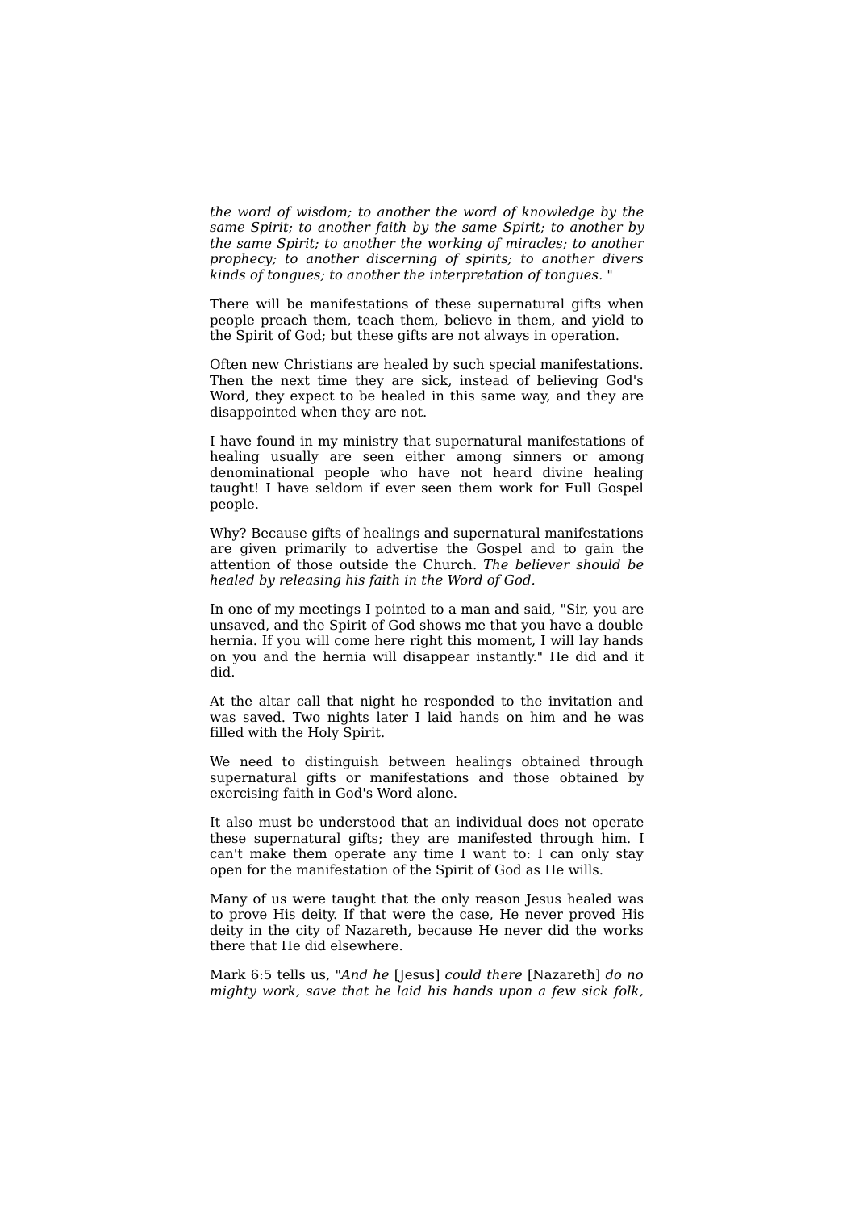*the word of wisdom; to another the word of knowledge by the same Spirit; to another faith by the same Spirit; to another by the same Spirit; to another the working of miracles; to another prophecy; to another discerning of spirits; to another divers kinds of tongues; to another the interpretation of tongues*. "

There will be manifestations of these supernatural gifts when people preach them, teach them, believe in them, and yield to the Spirit of God; but these gifts are not always in operation.

Often new Christians are healed by such special manifestations. Then the next time they are sick, instead of believing God's Word, they expect to be healed in this same way, and they are disappointed when they are not.

I have found in my ministry that supernatural manifestations of healing usually are seen either among sinners or among denominational people who have not heard divine healing taught! I have seldom if ever seen them work for Full Gospel people.

Why? Because gifts of healings and supernatural manifestations are given primarily to advertise the Gospel and to gain the attention of those outside the Church. *The believer should be healed by releasing his faith in the Word of God*.

In one of my meetings I pointed to a man and said, "Sir, you are unsaved, and the Spirit of God shows me that you have a double hernia. If you will come here right this moment, I will lay hands on you and the hernia will disappear instantly." He did and it did.

At the altar call that night he responded to the invitation and was saved. Two nights later I laid hands on him and he was filled with the Holy Spirit.

We need to distinguish between healings obtained through supernatural gifts or manifestations and those obtained by exercising faith in God's Word alone.

It also must be understood that an individual does not operate these supernatural gifts; they are manifested through him. I can't make them operate any time I want to: I can only stay open for the manifestation of the Spirit of God as He wills.

Many of us were taught that the only reason Jesus healed was to prove His deity. If that were the case, He never proved His deity in the city of Nazareth, because He never did the works there that He did elsewhere.

Mark 6:5 tells us, "*And he* [Jesus] *could there* [Nazareth] *do no mighty work, save that he laid his hands upon a few sick folk,*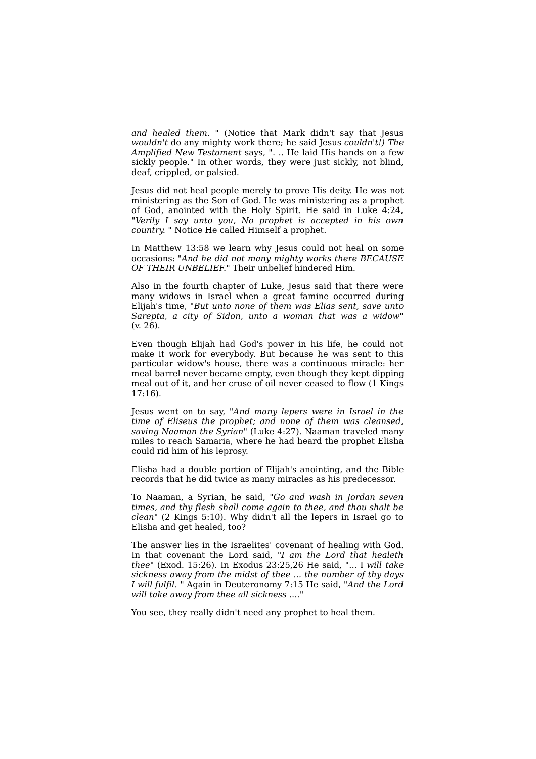*and healed them.* " (Notice that Mark didn't say that Jesus *wouldn't* do any mighty work there; he said Jesus *couldn't!) The Amplified New Testament* says, ". .. He laid His hands on a few sickly people." In other words, they were just sickly, not blind, deaf, crippled, or palsied.

Jesus did not heal people merely to prove His deity. He was not ministering as the Son of God. He was ministering as a prophet of God, anointed with the Holy Spirit. He said in Luke 4:24, "*Verily I say unto you, No prophet is accepted in his own country.* " Notice He called Himself a prophet.

In Matthew 13:58 we learn why Jesus could not heal on some occasions: "*And he did not many mighty works there BECAUSE OF THEIR UNBELIEF.*" Their unbelief hindered Him.

Also in the fourth chapter of Luke, Jesus said that there were many widows in Israel when a great famine occurred during Elijah's time, "*But unto none of them was Elias sent, save unto Sarepta, a city of Sidon, unto a woman that was a widow*" (v. 26).

Even though Elijah had God's power in his life, he could not make it work for everybody. But because he was sent to this particular widow's house, there was a continuous miracle: her meal barrel never became empty, even though they kept dipping meal out of it, and her cruse of oil never ceased to flow (1 Kings 17:16).

Jesus went on to say, "*And many lepers were in Israel in the time of Eliseus the prophet; and none of them was cleansed, saving Naaman the Syrian*" (Luke 4:27). Naaman traveled many miles to reach Samaria, where he had heard the prophet Elisha could rid him of his leprosy.

Elisha had a double portion of Elijah's anointing, and the Bible records that he did twice as many miracles as his predecessor.

To Naaman, a Syrian, he said, "*Go and wash in Jordan seven times, and thy flesh shall come again to thee, and thou shalt be clean*" (2 Kings 5:10). Why didn't all the lepers in Israel go to Elisha and get healed, too?

The answer lies in the Israelites' covenant of healing with God. In that covenant the Lord said, "*I am the Lord that healeth thee*" (Exod. 15:26). In Exodus 23:25,26 He said, "... I *will take sickness away from the midst of thee ... the number of thy days I will fulfil.* " Again in Deuteronomy 7:15 He said, "*And the Lord will take away from thee all sickness* ...."

You see, they really didn't need any prophet to heal them.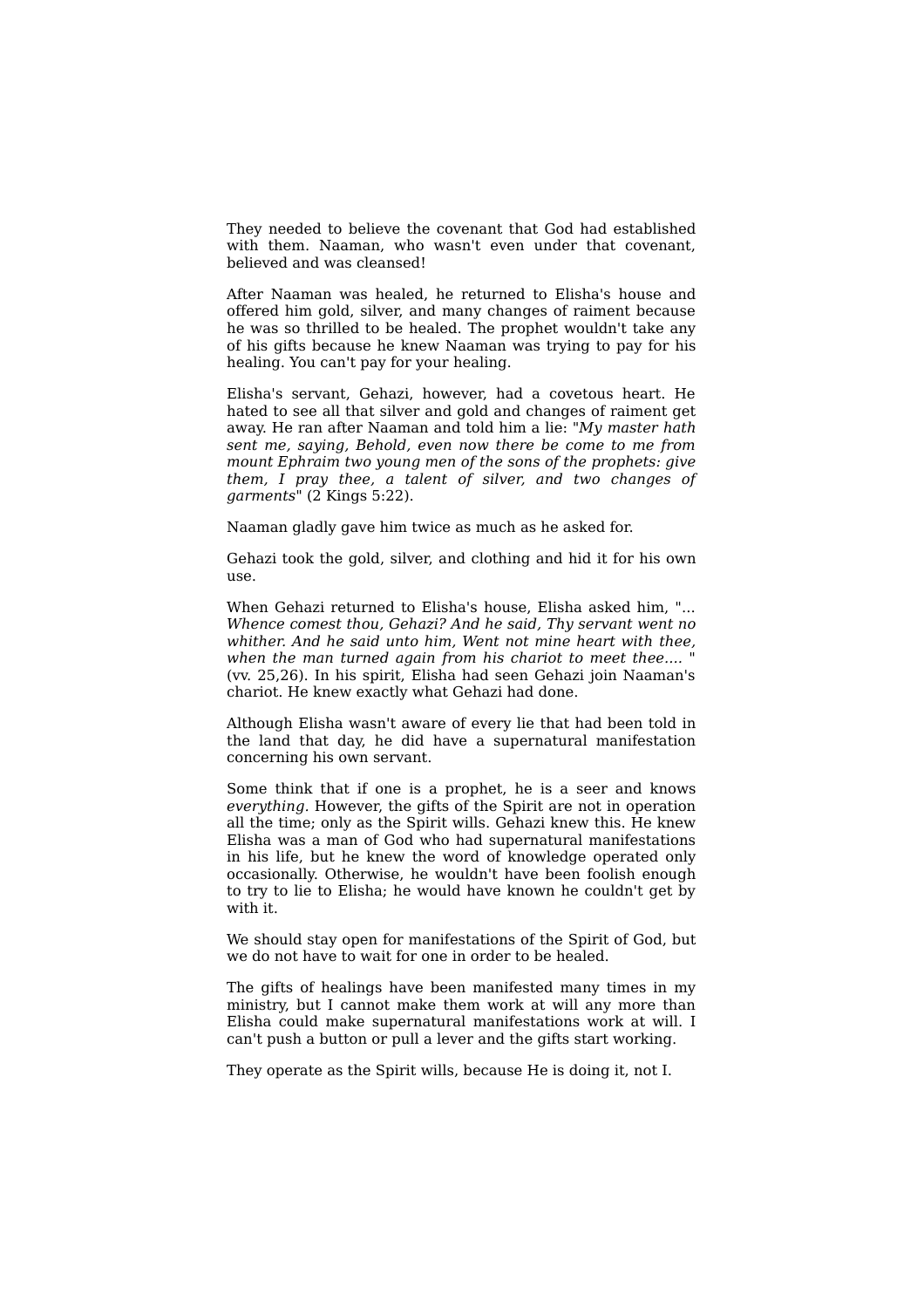They needed to believe the covenant that God had established with them. Naaman, who wasn't even under that covenant, believed and was cleansed!

After Naaman was healed, he returned to Elisha's house and offered him gold, silver, and many changes of raiment because he was so thrilled to be healed. The prophet wouldn't take any of his gifts because he knew Naaman was trying to pay for his healing. You can't pay for your healing.

Elisha's servant, Gehazi, however, had a covetous heart. He hated to see all that silver and gold and changes of raiment get away. He ran after Naaman and told him a lie: "*My master hath sent me, saying, Behold, even now there be come to me from mount Ephraim two young men of the sons of the prophets: give them, I pray thee, a talent of silver, and two changes of garments*" (2 Kings 5:22).

Naaman gladly gave him twice as much as he asked for.

Gehazi took the gold, silver, and clothing and hid it for his own use.

When Gehazi returned to Elisha's house, Elisha asked him, "... *Whence comest thou, Gehazi? And he said, Thy servant went no whither. And he said unto him, Went not mine heart with thee, when the man turned again from his chariot to meet thee....* " (vv. 25,26). In his spirit, Elisha had seen Gehazi join Naaman's chariot. He knew exactly what Gehazi had done.

Although Elisha wasn't aware of every lie that had been told in the land that day, he did have a supernatural manifestation concerning his own servant.

Some think that if one is a prophet, he is a seer and knows *everything*. However, the gifts of the Spirit are not in operation all the time; only as the Spirit wills. Gehazi knew this. He knew Elisha was a man of God who had supernatural manifestations in his life, but he knew the word of knowledge operated only occasionally. Otherwise, he wouldn't have been foolish enough to try to lie to Elisha; he would have known he couldn't get by with it.

We should stay open for manifestations of the Spirit of God, but we do not have to wait for one in order to be healed.

The gifts of healings have been manifested many times in my ministry, but I cannot make them work at will any more than Elisha could make supernatural manifestations work at will. I can't push a button or pull a lever and the gifts start working.

They operate as the Spirit wills, because He is doing it, not I.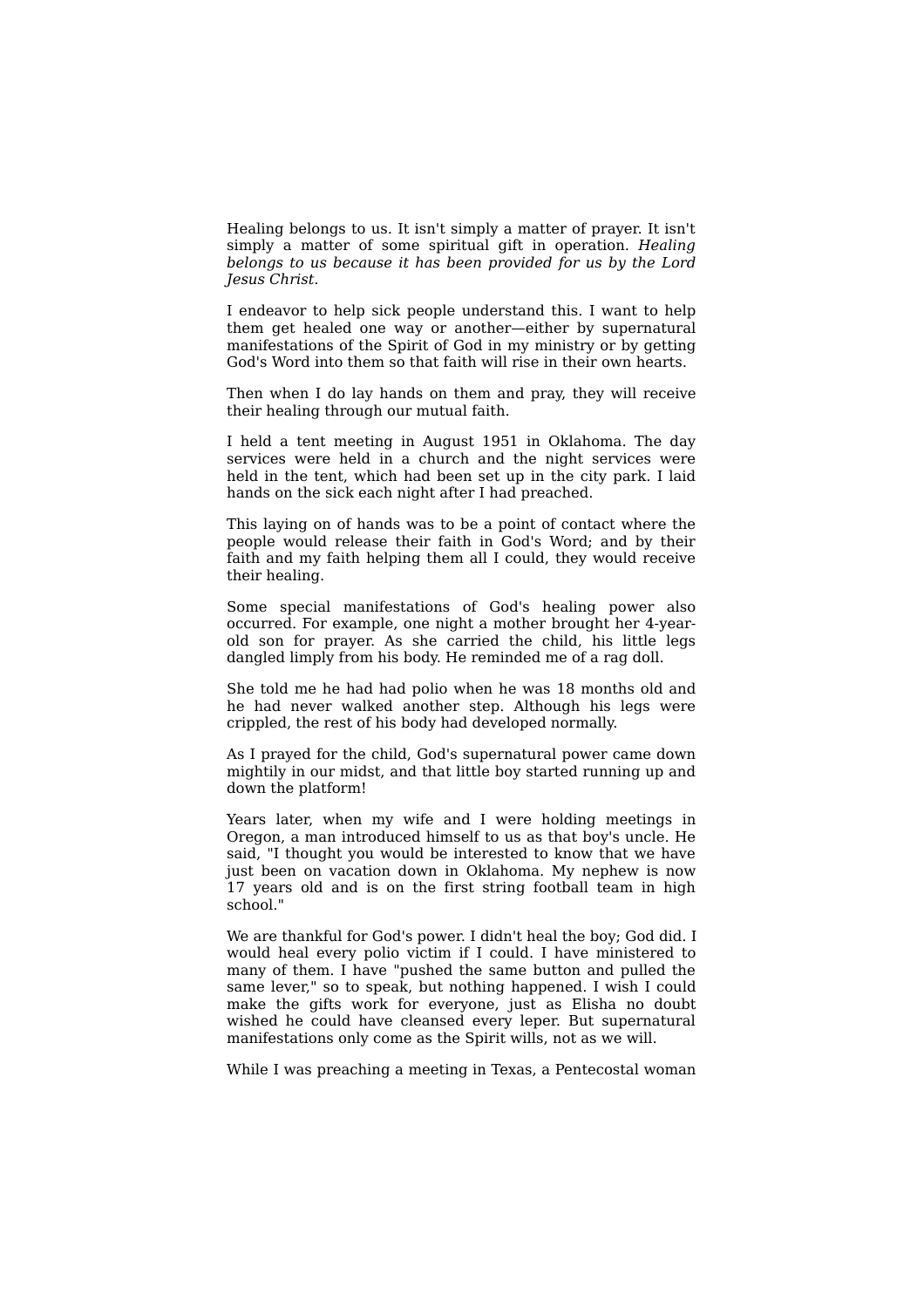Healing belongs to us. It isn't simply a matter of prayer. It isn't simply a matter of some spiritual gift in operation. *Healing belongs to us because it has been provided for us by the Lord Jesus Christ.*

I endeavor to help sick people understand this. I want to help them get healed one way or another—either by supernatural manifestations of the Spirit of God in my ministry or by getting God's Word into them so that faith will rise in their own hearts.

Then when I do lay hands on them and pray, they will receive their healing through our mutual faith.

I held a tent meeting in August 1951 in Oklahoma. The day services were held in a church and the night services were held in the tent, which had been set up in the city park. I laid hands on the sick each night after I had preached.

This laying on of hands was to be a point of contact where the people would release their faith in God's Word; and by their faith and my faith helping them all I could, they would receive their healing.

Some special manifestations of God's healing power also occurred. For example, one night a mother brought her 4-year-old son for prayer. As she carried the child, his little legs dangled limply from his body. He reminded me of a rag doll.

She told me he had had polio when he was 18 months old and he had never walked another step. Although his legs were crippled, the rest of his body had developed normally.

As I prayed for the child, God's supernatural power came down mightily in our midst, and that little boy started running up and down the platform!

Years later, when my wife and I were holding meetings in Oregon, a man introduced himself to us as that boy's uncle. He said, "I thought you would be interested to know that we have just been on vacation down in Oklahoma. My nephew is now 17 years old and is on the first string football team in high school."

We are thankful for God's power. I didn't heal the boy; God did. I would heal every polio victim if I could. I have ministered to many of them. I have "pushed the same button and pulled the same lever," so to speak, but nothing happened. I wish I could make the gifts work for everyone, just as Elisha no doubt wished he could have cleansed every leper. But supernatural manifestations only come as the Spirit wills, not as we will.

While I was preaching a meeting in Texas, a Pentecostal woman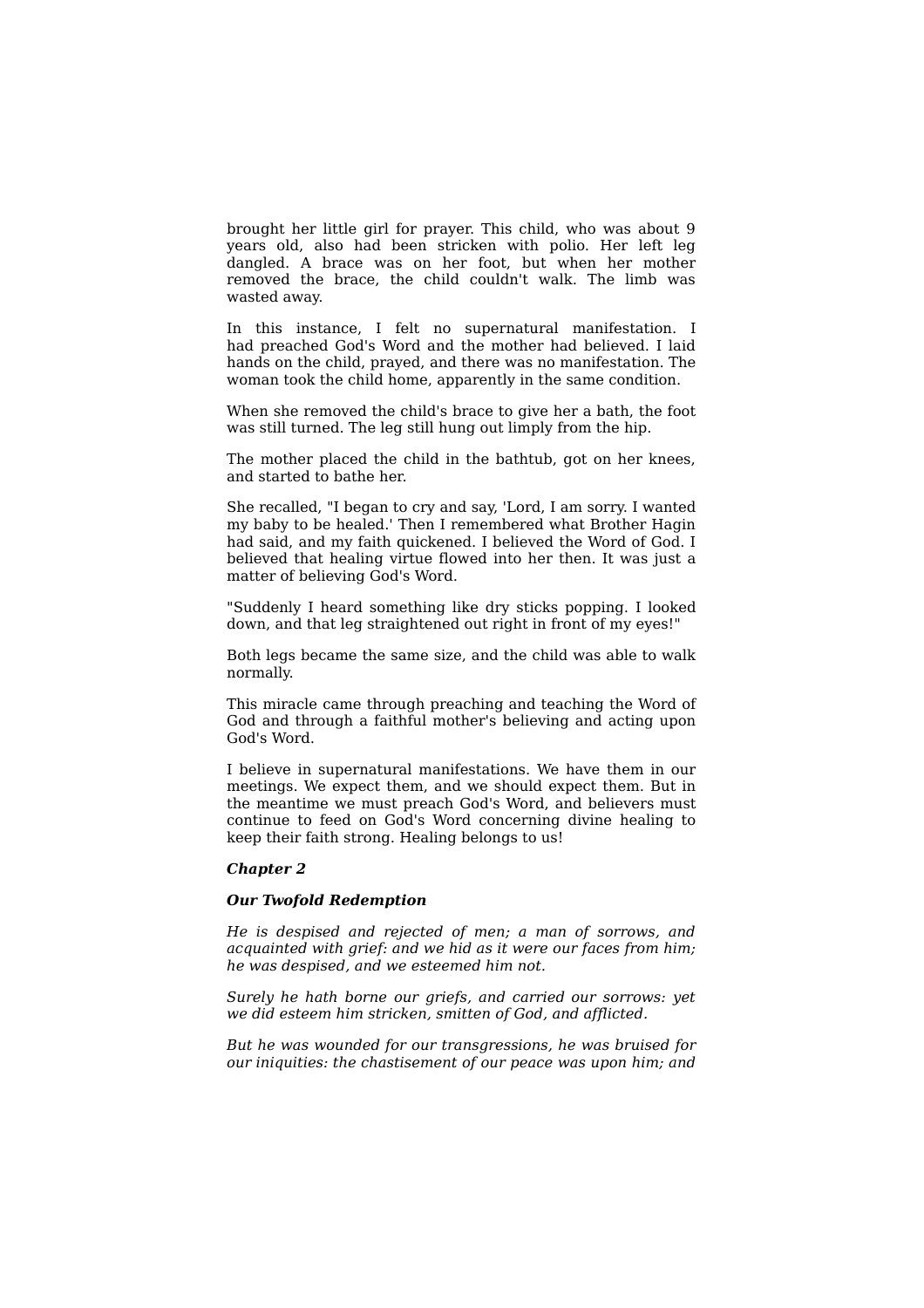brought her little girl for prayer. This child, who was about 9 years old, also had been stricken with polio. Her left leg dangled. A brace was on her foot, but when her mother removed the brace, the child couldn't walk. The limb was wasted away.

In this instance, I felt no supernatural manifestation. I had preached God's Word and the mother had believed. I laid hands on the child, prayed, and there was no manifestation. The woman took the child home, apparently in the same condition.

When she removed the child's brace to give her a bath, the foot was still turned. The leg still hung out limply from the hip.

The mother placed the child in the bathtub, got on her knees, and started to bathe her.

She recalled, "I began to cry and say, 'Lord, I am sorry. I wanted my baby to be healed.' Then I remembered what Brother Hagin had said, and my faith quickened. I believed the Word of God. I believed that healing virtue flowed into her then. It was just a matter of believing God's Word.

"Suddenly I heard something like dry sticks popping. I looked down, and that leg straightened out right in front of my eyes!"

Both legs became the same size, and the child was able to walk normally.

This miracle came through preaching and teaching the Word of God and through a faithful mother's believing and acting upon God's Word.

I believe in supernatural manifestations. We have them in our meetings. We expect them, and we should expect them. But in the meantime we must preach God's Word, and believers must continue to feed on God's Word concerning divine healing to keep their faith strong. Healing belongs to us!

## ***Chapter 2***

### ***Our Twofold Redemption***

*He is despised and rejected of men; a man of sorrows, and acquainted with grief: and we hid as it were our faces from him; he was despised, and we esteemed him not.*

*Surely he hath borne our griefs, and carried our sorrows: yet we did esteem him stricken, smitten of God, and afflicted.*

*But he was wounded for our transgressions, he was bruised for our iniquities: the chastisement of our peace was upon him; and*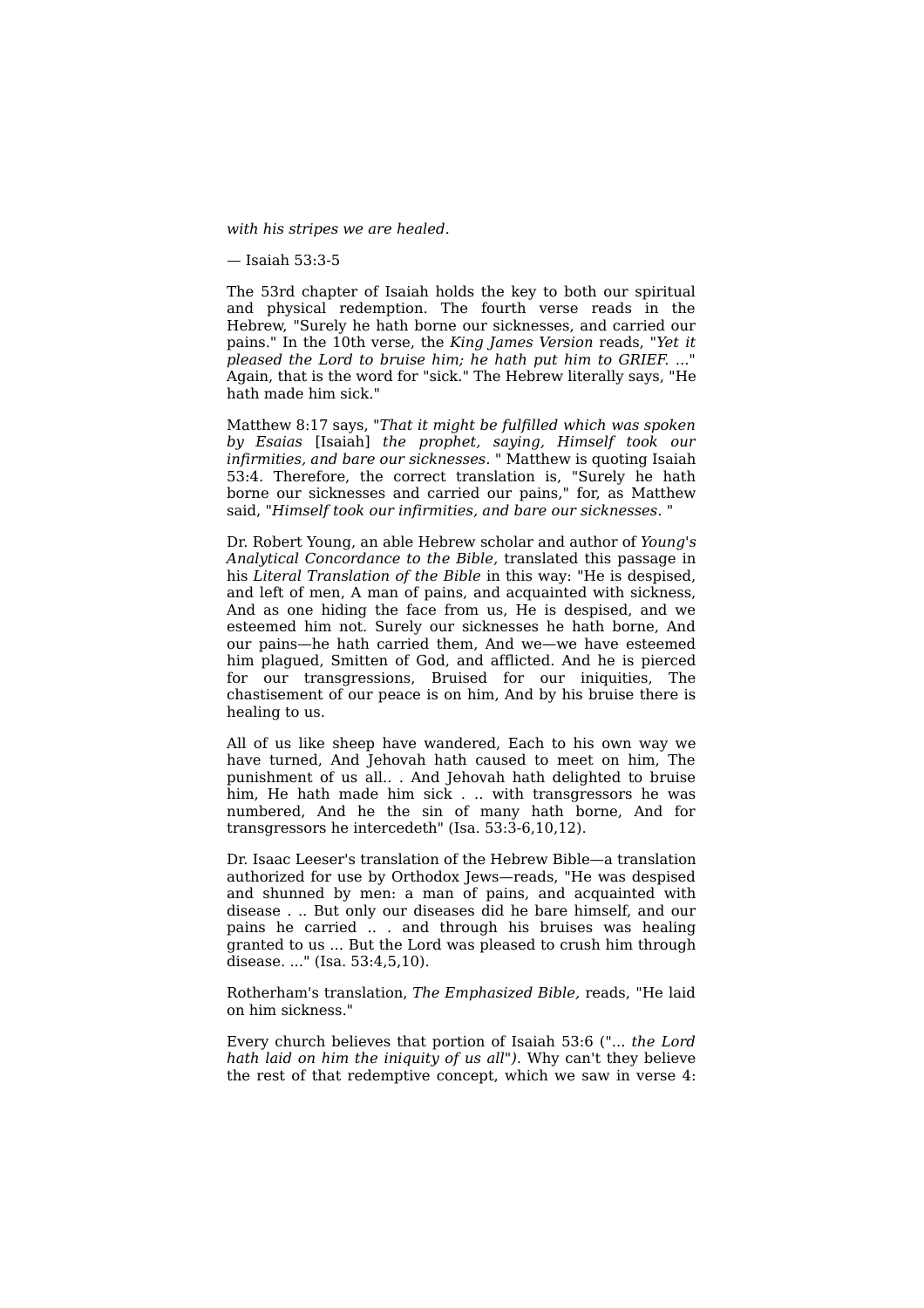*with his stripes we are healed*.

— Isaiah 53:3-5

The 53rd chapter of Isaiah holds the key to both our spiritual and physical redemption. The fourth verse reads in the Hebrew, "Surely he hath borne our sicknesses, and carried our pains." In the 10th verse, the *King James Version* reads, "*Yet it pleased the Lord to bruise him; he hath put him to GRIEF.* ..." Again, that is the word for "sick." The Hebrew literally says, "He hath made him sick."

Matthew 8:17 says, "*That it might be fulfilled which was spoken by Esaias* [Isaiah] *the prophet, saying, Himself took our infirmities, and bare our sicknesses.* " Matthew is quoting Isaiah 53:4. Therefore, the correct translation is, "Surely he hath borne our sicknesses and carried our pains," for, as Matthew said, "*Himself took our infirmities, and bare our sicknesses.* "

Dr. Robert Young, an able Hebrew scholar and author of *Young's Analytical Concordance to the Bible,* translated this passage in his *Literal Translation of the Bible* in this way: "He is despised, and left of men, A man of pains, and acquainted with sickness, And as one hiding the face from us, He is despised, and we esteemed him not. Surely our sicknesses he hath borne, And our pains—he hath carried them, And we—we have esteemed him plagued, Smitten of God, and afflicted. And he is pierced for our transgressions, Bruised for our iniquities, The chastisement of our peace is on him, And by his bruise there is healing to us.

All of us like sheep have wandered, Each to his own way we have turned, And Jehovah hath caused to meet on him, The punishment of us all.. . And Jehovah hath delighted to bruise him, He hath made him sick . .. with transgressors he was numbered, And he the sin of many hath borne, And for transgressors he intercedeth" (Isa. 53:3-6,10,12).

Dr. Isaac Leeser's translation of the Hebrew Bible—a translation authorized for use by Orthodox Jews—reads, "He was despised and shunned by men: a man of pains, and acquainted with disease . .. But only our diseases did he bare himself, and our pains he carried .. . and through his bruises was healing granted to us ... But the Lord was pleased to crush him through disease. ..." (Isa. 53:4,5,10).

Rotherham's translation, *The Emphasized Bible,* reads, "He laid on him sickness."

Every church believes that portion of Isaiah 53:6 ("... *the Lord hath laid on him the iniquity of us all*"). Why can't they believe the rest of that redemptive concept, which we saw in verse 4: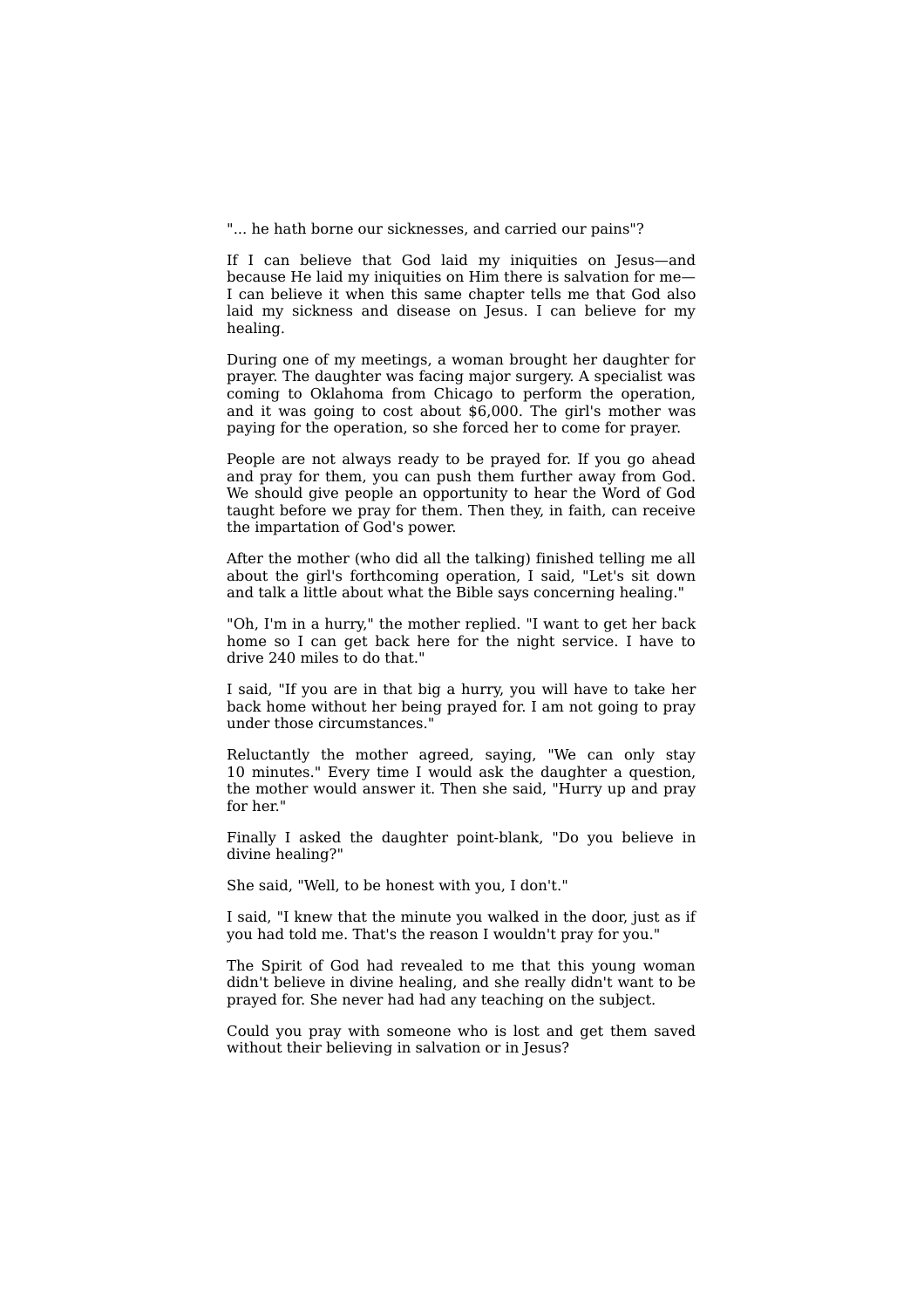"... he hath borne our sicknesses, and carried our pains"?

If I can believe that God laid my iniquities on Jesus—and because He laid my iniquities on Him there is salvation for me—I can believe it when this same chapter tells me that God also laid my sickness and disease on Jesus. I can believe for my healing.

During one of my meetings, a woman brought her daughter for prayer. The daughter was facing major surgery. A specialist was coming to Oklahoma from Chicago to perform the operation, and it was going to cost about $6,000. The girl's mother was paying for the operation, so she forced her to come for prayer.

People are not always ready to be prayed for. If you go ahead and pray for them, you can push them further away from God. We should give people an opportunity to hear the Word of God taught before we pray for them. Then they, in faith, can receive the impartation of God's power.

After the mother (who did all the talking) finished telling me all about the girl's forthcoming operation, I said, "Let's sit down and talk a little about what the Bible says concerning healing."

"Oh, I'm in a hurry," the mother replied. "I want to get her back home so I can get back here for the night service. I have to drive 240 miles to do that."

I said, "If you are in that big a hurry, you will have to take her back home without her being prayed for. I am not going to pray under those circumstances."

Reluctantly the mother agreed, saying, "We can only stay 10 minutes." Every time I would ask the daughter a question, the mother would answer it. Then she said, "Hurry up and pray for her."

Finally I asked the daughter point-blank, "Do you believe in divine healing?"

She said, "Well, to be honest with you, I don't."

I said, "I knew that the minute you walked in the door, just as if you had told me. That's the reason I wouldn't pray for you."

The Spirit of God had revealed to me that this young woman didn't believe in divine healing, and she really didn't want to be prayed for. She never had had any teaching on the subject.

Could you pray with someone who is lost and get them saved without their believing in salvation or in Jesus?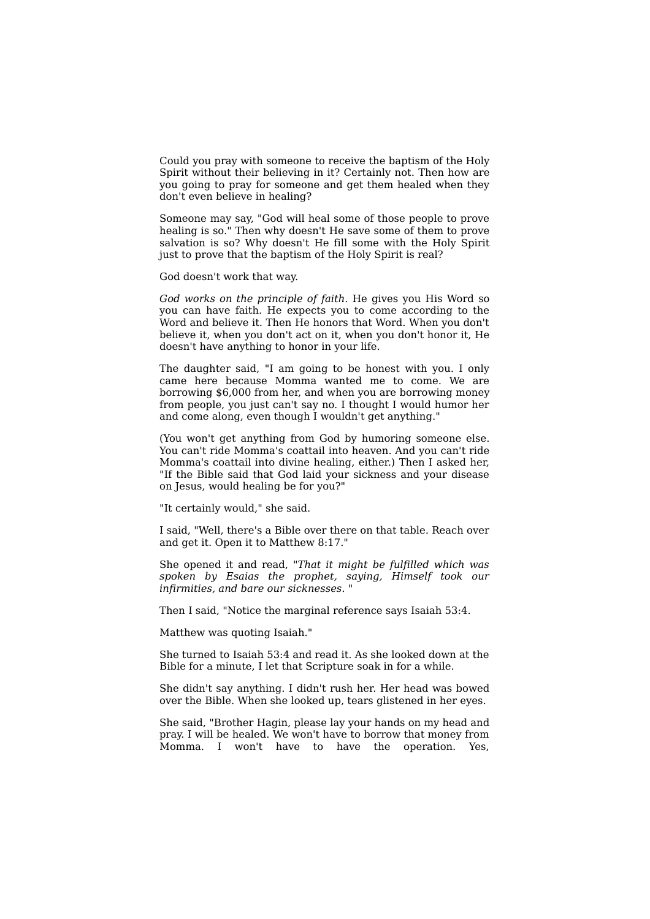Could you pray with someone to receive the baptism of the Holy Spirit without their believing in it? Certainly not. Then how are you going to pray for someone and get them healed when they don't even believe in healing?

Someone may say, "God will heal some of those people to prove healing is so." Then why doesn't He save some of them to prove salvation is so? Why doesn't He fill some with the Holy Spirit just to prove that the baptism of the Holy Spirit is real?

God doesn't work that way.

*God works on the principle of faith.* He gives you His Word so you can have faith. He expects you to come according to the Word and believe it. Then He honors that Word. When you don't believe it, when you don't act on it, when you don't honor it, He doesn't have anything to honor in your life.

The daughter said, "I am going to be honest with you. I only came here because Momma wanted me to come. We are borrowing $6,000 from her, and when you are borrowing money from people, you just can't say no. I thought I would humor her and come along, even though I wouldn't get anything."

(You won't get anything from God by humoring someone else. You can't ride Momma's coattail into heaven. And you can't ride Momma's coattail into divine healing, either.) Then I asked her, "If the Bible said that God laid your sickness and your disease on Jesus, would healing be for you?"

"It certainly would," she said.

I said, "Well, there's a Bible over there on that table. Reach over and get it. Open it to Matthew 8:17."

She opened it and read, "*That it might be fulfilled which was spoken by Esaias the prophet, saying, Himself took our infirmities, and bare our sicknesses.* "

Then I said, "Notice the marginal reference says Isaiah 53:4.

Matthew was quoting Isaiah."

She turned to Isaiah 53:4 and read it. As she looked down at the Bible for a minute, I let that Scripture soak in for a while.

She didn't say anything. I didn't rush her. Her head was bowed over the Bible. When she looked up, tears glistened in her eyes.

She said, "Brother Hagin, please lay your hands on my head and pray. I will be healed. We won't have to borrow that money from Momma. I won't have to have the operation. Yes,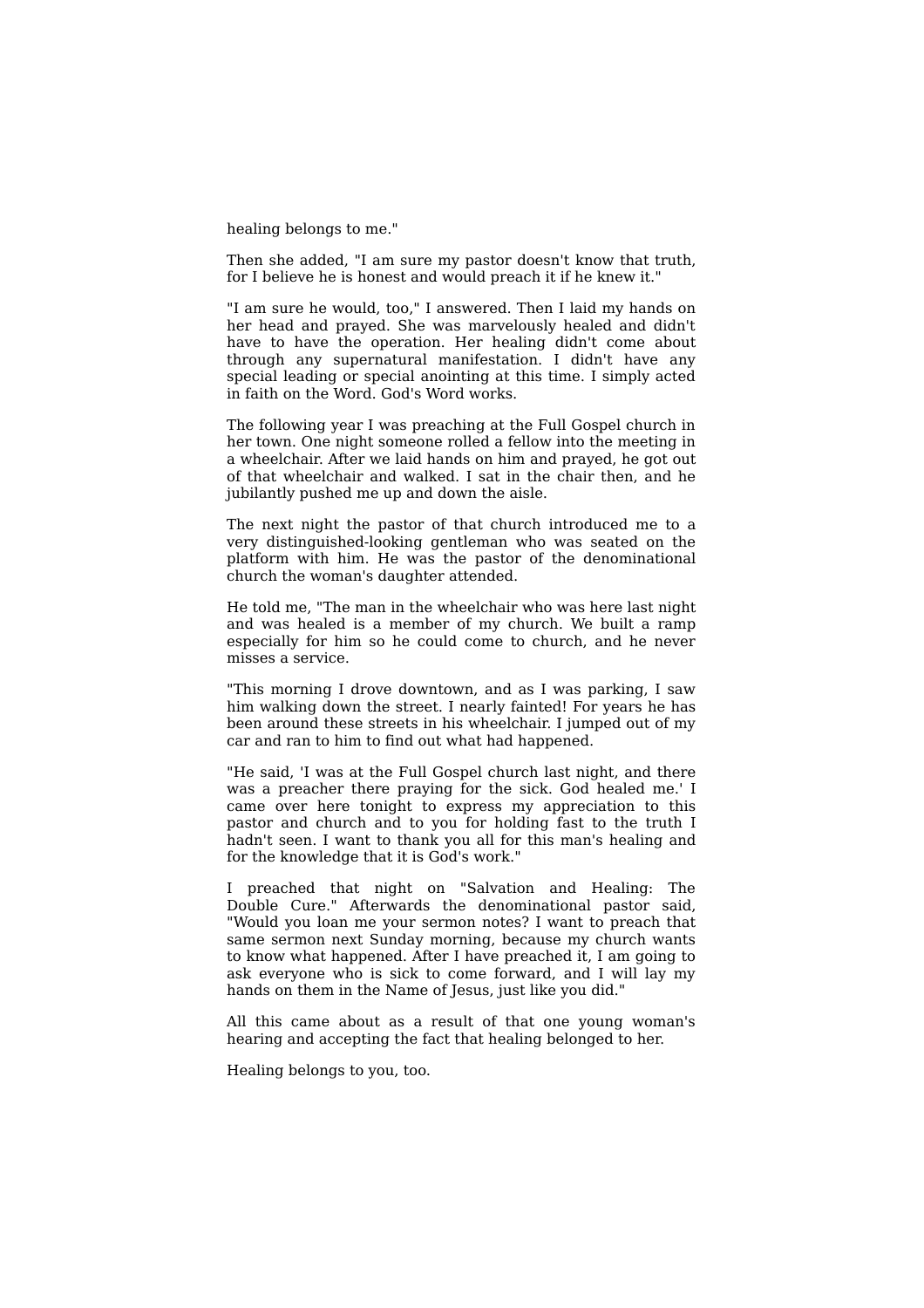healing belongs to me."

Then she added, "I am sure my pastor doesn't know that truth, for I believe he is honest and would preach it if he knew it."

"I am sure he would, too," I answered. Then I laid my hands on her head and prayed. She was marvelously healed and didn't have to have the operation. Her healing didn't come about through any supernatural manifestation. I didn't have any special leading or special anointing at this time. I simply acted in faith on the Word. God's Word works.

The following year I was preaching at the Full Gospel church in her town. One night someone rolled a fellow into the meeting in a wheelchair. After we laid hands on him and prayed, he got out of that wheelchair and walked. I sat in the chair then, and he jubilantly pushed me up and down the aisle.

The next night the pastor of that church introduced me to a very distinguished-looking gentleman who was seated on the platform with him. He was the pastor of the denominational church the woman's daughter attended.

He told me, "The man in the wheelchair who was here last night and was healed is a member of my church. We built a ramp especially for him so he could come to church, and he never misses a service.

"This morning I drove downtown, and as I was parking, I saw him walking down the street. I nearly fainted! For years he has been around these streets in his wheelchair. I jumped out of my car and ran to him to find out what had happened.

"He said, 'I was at the Full Gospel church last night, and there was a preacher there praying for the sick. God healed me.' I came over here tonight to express my appreciation to this pastor and church and to you for holding fast to the truth I hadn't seen. I want to thank you all for this man's healing and for the knowledge that it is God's work."

I preached that night on "Salvation and Healing: The Double Cure." Afterwards the denominational pastor said, "Would you loan me your sermon notes? I want to preach that same sermon next Sunday morning, because my church wants to know what happened. After I have preached it, I am going to ask everyone who is sick to come forward, and I will lay my hands on them in the Name of Jesus, just like you did."

All this came about as a result of that one young woman's hearing and accepting the fact that healing belonged to her.

Healing belongs to you, too.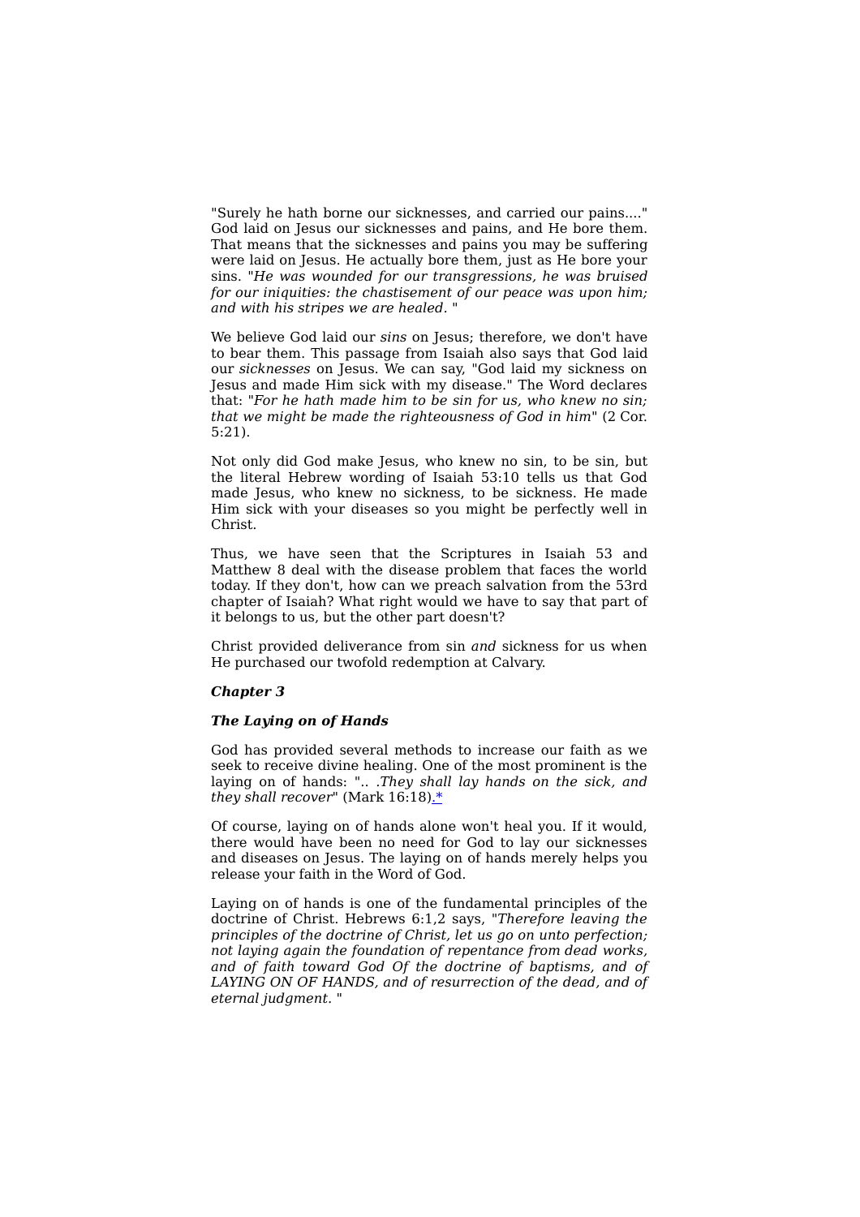"Surely he hath borne our sicknesses, and carried our pains...." God laid on Jesus our sicknesses and pains, and He bore them. That means that the sicknesses and pains you may be suffering were laid on Jesus. He actually bore them, just as He bore your sins. "*He was wounded for our transgressions, he was bruised for our iniquities: the chastisement of our peace was upon him; and with his stripes we are healed.* "

We believe God laid our *sins* on Jesus; therefore, we don't have to bear them. This passage from Isaiah also says that God laid our *sicknesses* on Jesus. We can say, "God laid my sickness on Jesus and made Him sick with my disease." The Word declares that: "*For he hath made him to be sin for us, who knew no sin; that we might be made the righteousness of God in him*" (2 Cor. 5:21).

Not only did God make Jesus, who knew no sin, to be sin, but the literal Hebrew wording of Isaiah 53:10 tells us that God made Jesus, who knew no sickness, to be sickness. He made Him sick with your diseases so you might be perfectly well in Christ.

Thus, we have seen that the Scriptures in Isaiah 53 and Matthew 8 deal with the disease problem that faces the world today. If they don't, how can we preach salvation from the 53rd chapter of Isaiah? What right would we have to say that part of it belongs to us, but the other part doesn't?

Christ provided deliverance from sin *and* sickness for us when He purchased our twofold redemption at Calvary.

## *Chapter 3*

### *The Laying on of Hands*

God has provided several methods to increase our faith as we seek to receive divine healing. One of the most prominent is the laying on of hands: ".. .*They shall lay hands on the sick, and they shall recover*" (Mark 16:18).*

Of course, laying on of hands alone won't heal you. If it would, there would have been no need for God to lay our sicknesses and diseases on Jesus. The laying on of hands merely helps you release your faith in the Word of God.

Laying on of hands is one of the fundamental principles of the doctrine of Christ. Hebrews 6:1,2 says, "*Therefore leaving the principles of the doctrine of Christ, let us go on unto perfection; not laying again the foundation of repentance from dead works, and of faith toward God Of the doctrine of baptisms, and of LAYING ON OF HANDS, and of resurrection of the dead, and of eternal judgment.* "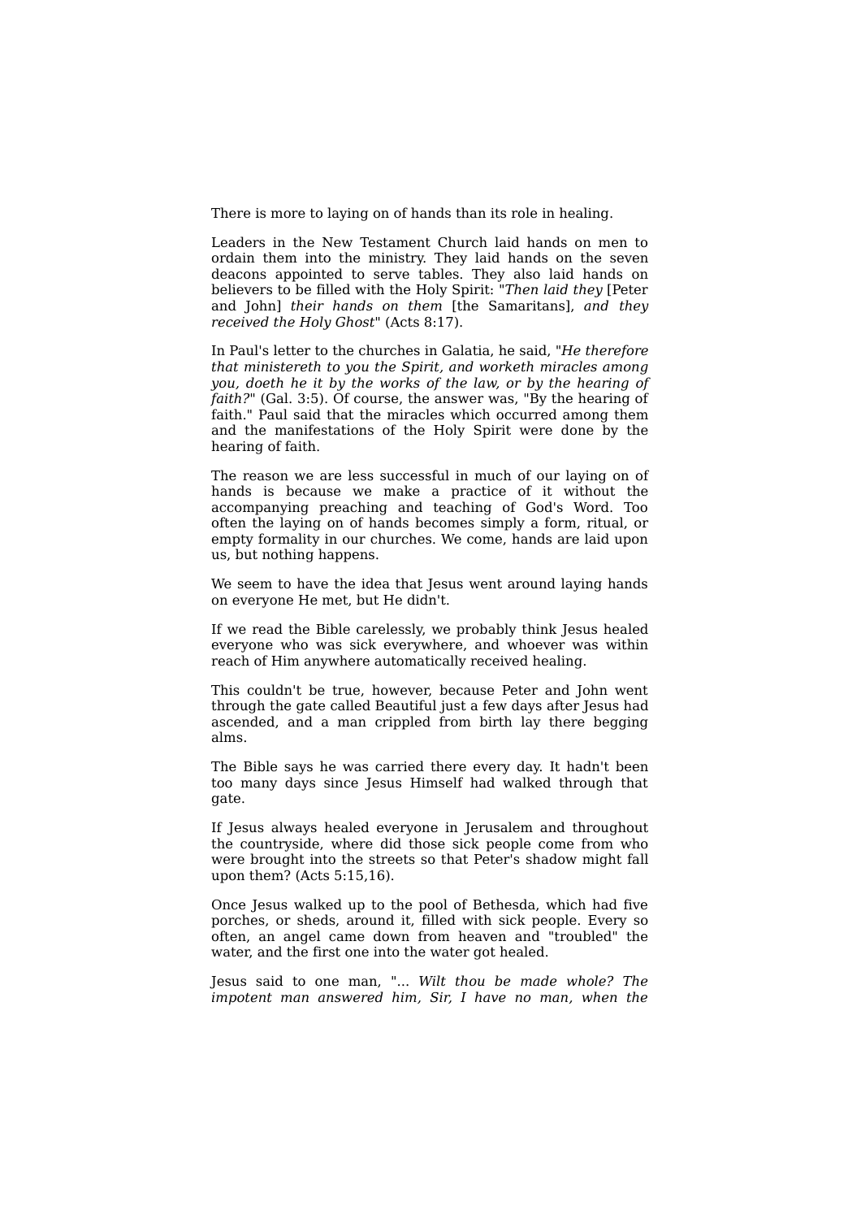There is more to laying on of hands than its role in healing.

Leaders in the New Testament Church laid hands on men to ordain them into the ministry. They laid hands on the seven deacons appointed to serve tables. They also laid hands on believers to be filled with the Holy Spirit: "*Then laid they* [Peter and John] *their hands on them* [the Samaritans], *and they received the Holy Ghost*" (Acts 8:17).

In Paul's letter to the churches in Galatia, he said, "*He therefore that ministereth to you the Spirit, and worketh miracles among you, doeth he it by the works of the law, or by the hearing of faith?*" (Gal. 3:5). Of course, the answer was, "By the hearing of faith." Paul said that the miracles which occurred among them and the manifestations of the Holy Spirit were done by the hearing of faith.

The reason we are less successful in much of our laying on of hands is because we make a practice of it without the accompanying preaching and teaching of God's Word. Too often the laying on of hands becomes simply a form, ritual, or empty formality in our churches. We come, hands are laid upon us, but nothing happens.

We seem to have the idea that Jesus went around laying hands on everyone He met, but He didn't.

If we read the Bible carelessly, we probably think Jesus healed everyone who was sick everywhere, and whoever was within reach of Him anywhere automatically received healing.

This couldn't be true, however, because Peter and John went through the gate called Beautiful just a few days after Jesus had ascended, and a man crippled from birth lay there begging alms.

The Bible says he was carried there every day. It hadn't been too many days since Jesus Himself had walked through that gate.

If Jesus always healed everyone in Jerusalem and throughout the countryside, where did those sick people come from who were brought into the streets so that Peter's shadow might fall upon them? (Acts 5:15,16).

Once Jesus walked up to the pool of Bethesda, which had five porches, or sheds, around it, filled with sick people. Every so often, an angel came down from heaven and "troubled" the water, and the first one into the water got healed.

Jesus said to one man, "... *Wilt thou be made whole? The impotent man answered him, Sir, I have no man, when the*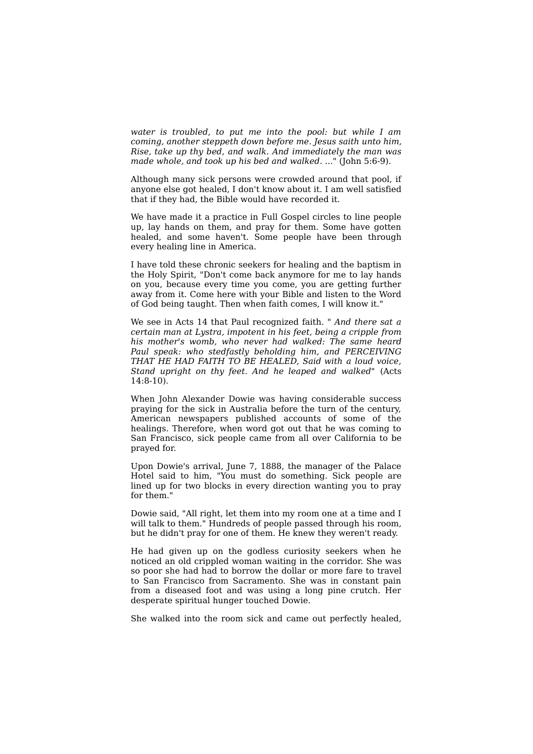*water is troubled, to put me into the pool: but while I am coming, another steppeth down before me. Jesus saith unto him, Rise, take up thy bed, and walk. And immediately the man was made whole, and took up his bed and walked.* ..." (John 5:6-9).

Although many sick persons were crowded around that pool, if anyone else got healed, I don't know about it. I am well satisfied that if they had, the Bible would have recorded it.

We have made it a practice in Full Gospel circles to line people up, lay hands on them, and pray for them. Some have gotten healed, and some haven't. Some people have been through every healing line in America.

I have told these chronic seekers for healing and the baptism in the Holy Spirit, "Don't come back anymore for me to lay hands on you, because every time you come, you are getting further away from it. Come here with your Bible and listen to the Word of God being taught. Then when faith comes, I will know it."

We see in Acts 14 that Paul recognized faith. " *And there sat a certain man at Lystra, impotent in his feet, being a cripple from his mother's womb, who never had walked: The same heard Paul speak: who stedfastly beholding him, and PERCEIVING THAT HE HAD FAITH TO BE HEALED, Said with a loud voice, Stand upright on thy feet. And he leaped and walked*" (Acts 14:8-10).

When John Alexander Dowie was having considerable success praying for the sick in Australia before the turn of the century, American newspapers published accounts of some of the healings. Therefore, when word got out that he was coming to San Francisco, sick people came from all over California to be prayed for.

Upon Dowie's arrival, June 7, 1888, the manager of the Palace Hotel said to him, "You must do something. Sick people are lined up for two blocks in every direction wanting you to pray for them."

Dowie said, "All right, let them into my room one at a time and I will talk to them." Hundreds of people passed through his room, but he didn't pray for one of them. He knew they weren't ready.

He had given up on the godless curiosity seekers when he noticed an old crippled woman waiting in the corridor. She was so poor she had had to borrow the dollar or more fare to travel to San Francisco from Sacramento. She was in constant pain from a diseased foot and was using a long pine crutch. Her desperate spiritual hunger touched Dowie.

She walked into the room sick and came out perfectly healed,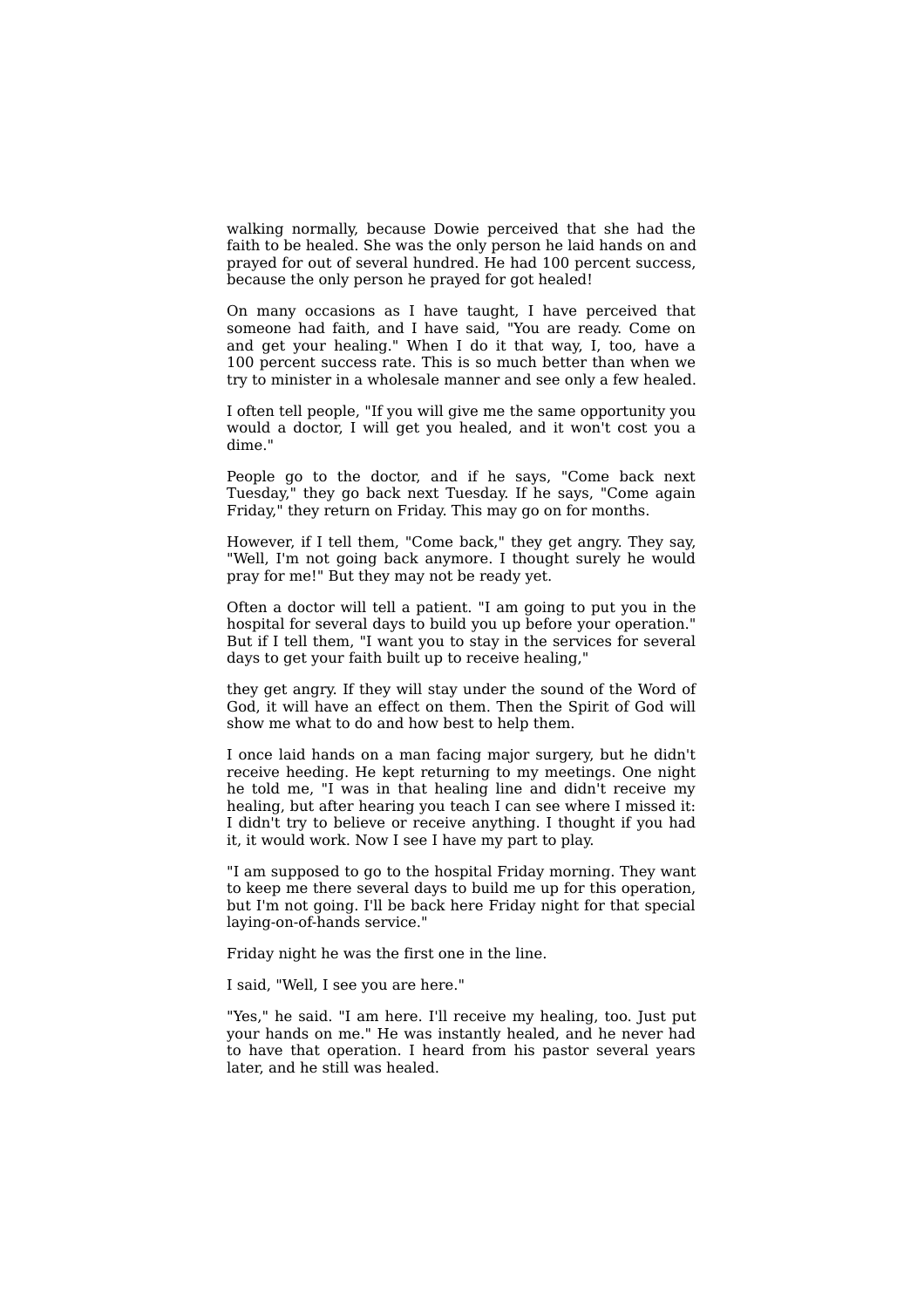walking normally, because Dowie perceived that she had the faith to be healed. She was the only person he laid hands on and prayed for out of several hundred. He had 100 percent success, because the only person he prayed for got healed!

On many occasions as I have taught, I have perceived that someone had faith, and I have said, "You are ready. Come on and get your healing." When I do it that way, I, too, have a 100 percent success rate. This is so much better than when we try to minister in a wholesale manner and see only a few healed.

I often tell people, "If you will give me the same opportunity you would a doctor, I will get you healed, and it won't cost you a dime."

People go to the doctor, and if he says, "Come back next Tuesday," they go back next Tuesday. If he says, "Come again Friday," they return on Friday. This may go on for months.

However, if I tell them, "Come back," they get angry. They say, "Well, I'm not going back anymore. I thought surely he would pray for me!" But they may not be ready yet.

Often a doctor will tell a patient. "I am going to put you in the hospital for several days to build you up before your operation." But if I tell them, "I want you to stay in the services for several days to get your faith built up to receive healing,"

they get angry. If they will stay under the sound of the Word of God, it will have an effect on them. Then the Spirit of God will show me what to do and how best to help them.

I once laid hands on a man facing major surgery, but he didn't receive heeding. He kept returning to my meetings. One night he told me, "I was in that healing line and didn't receive my healing, but after hearing you teach I can see where I missed it: I didn't try to believe or receive anything. I thought if you had it, it would work. Now I see I have my part to play.

"I am supposed to go to the hospital Friday morning. They want to keep me there several days to build me up for this operation, but I'm not going. I'll be back here Friday night for that special laying-on-of-hands service."

Friday night he was the first one in the line.

I said, "Well, I see you are here."

"Yes," he said. "I am here. I'll receive my healing, too. Just put your hands on me." He was instantly healed, and he never had to have that operation. I heard from his pastor several years later, and he still was healed.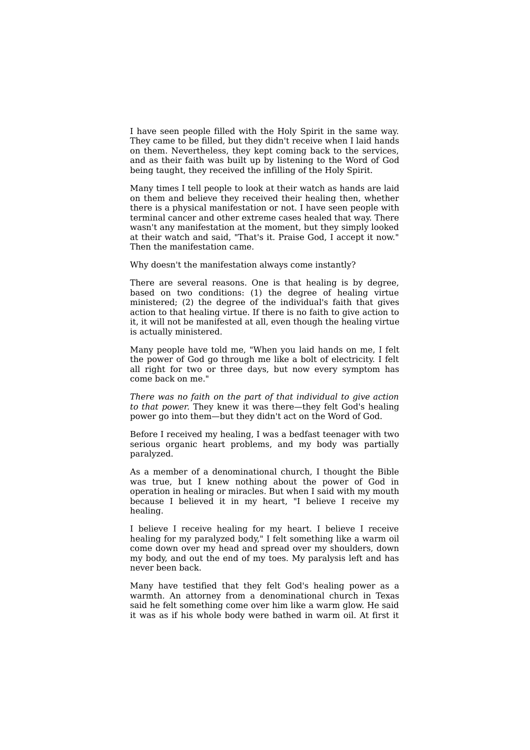I have seen people filled with the Holy Spirit in the same way. They came to be filled, but they didn't receive when I laid hands on them. Nevertheless, they kept coming back to the services, and as their faith was built up by listening to the Word of God being taught, they received the infilling of the Holy Spirit.

Many times I tell people to look at their watch as hands are laid on them and believe they received their healing then, whether there is a physical manifestation or not. I have seen people with terminal cancer and other extreme cases healed that way. There wasn't any manifestation at the moment, but they simply looked at their watch and said, "That's it. Praise God, I accept it now." Then the manifestation came.

Why doesn't the manifestation always come instantly?

There are several reasons. One is that healing is by degree, based on two conditions: (1) the degree of healing virtue ministered; (2) the degree of the individual's faith that gives action to that healing virtue. If there is no faith to give action to it, it will not be manifested at all, even though the healing virtue is actually ministered.

Many people have told me, "When you laid hands on me, I felt the power of God go through me like a bolt of electricity. I felt all right for two or three days, but now every symptom has come back on me."

*There was no faith on the part of that individual to give action to that power.* They knew it was there—they felt God's healing power go into them—but they didn't act on the Word of God.

Before I received my healing, I was a bedfast teenager with two serious organic heart problems, and my body was partially paralyzed.

As a member of a denominational church, I thought the Bible was true, but I knew nothing about the power of God in operation in healing or miracles. But when I said with my mouth because I believed it in my heart, "I believe I receive my healing.

I believe I receive healing for my heart. I believe I receive healing for my paralyzed body," I felt something like a warm oil come down over my head and spread over my shoulders, down my body, and out the end of my toes. My paralysis left and has never been back.

Many have testified that they felt God's healing power as a warmth. An attorney from a denominational church in Texas said he felt something come over him like a warm glow. He said it was as if his whole body were bathed in warm oil. At first it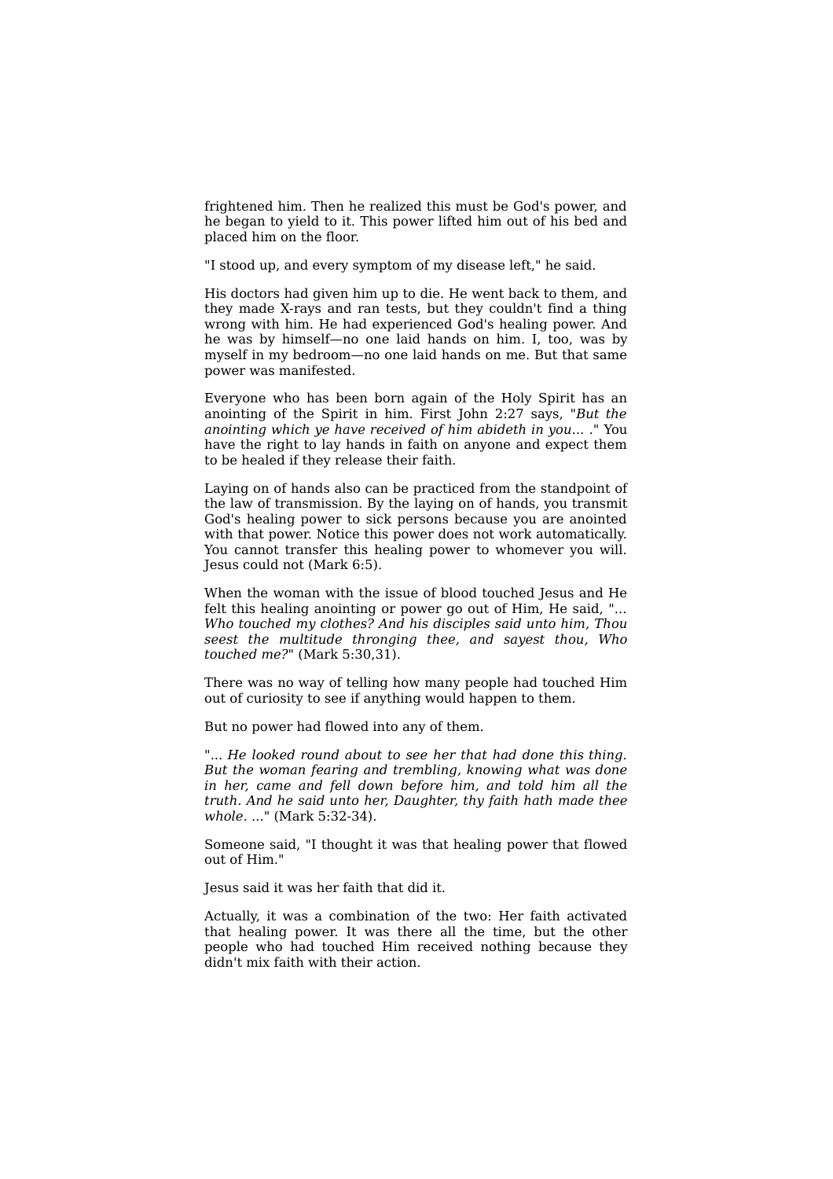frightened him. Then he realized this must be God's power, and he began to yield to it. This power lifted him out of his bed and placed him on the floor.

"I stood up, and every symptom of my disease left," he said.

His doctors had given him up to die. He went back to them, and they made X-rays and ran tests, but they couldn't find a thing wrong with him. He had experienced God's healing power. And he was by himself—no one laid hands on him. I, too, was by myself in my bedroom—no one laid hands on me. But that same power was manifested.

Everyone who has been born again of the Holy Spirit has an anointing of the Spirit in him. First John 2:27 says, "*But the anointing which ye have received of him abideth in you...* ." You have the right to lay hands in faith on anyone and expect them to be healed if they release their faith.

Laying on of hands also can be practiced from the standpoint of the law of transmission. By the laying on of hands, you transmit God's healing power to sick persons because you are anointed with that power. Notice this power does not work automatically. You cannot transfer this healing power to whomever you will. Jesus could not (Mark 6:5).

When the woman with the issue of blood touched Jesus and He felt this healing anointing or power go out of Him, He said, "... *Who touched my clothes? And his disciples said unto him, Thou seest the multitude thronging thee, and sayest thou, Who touched me?*" (Mark 5:30,31).

There was no way of telling how many people had touched Him out of curiosity to see if anything would happen to them.

But no power had flowed into any of them.

"... *He looked round about to see her that had done this thing. But the woman fearing and trembling, knowing what was done in her, came and fell down before him, and told him all the truth. And he said unto her, Daughter, thy faith hath made thee whole.* ..." (Mark 5:32-34).

Someone said, "I thought it was that healing power that flowed out of Him."

Jesus said it was her faith that did it.

Actually, it was a combination of the two: Her faith activated that healing power. It was there all the time, but the other people who had touched Him received nothing because they didn't mix faith with their action.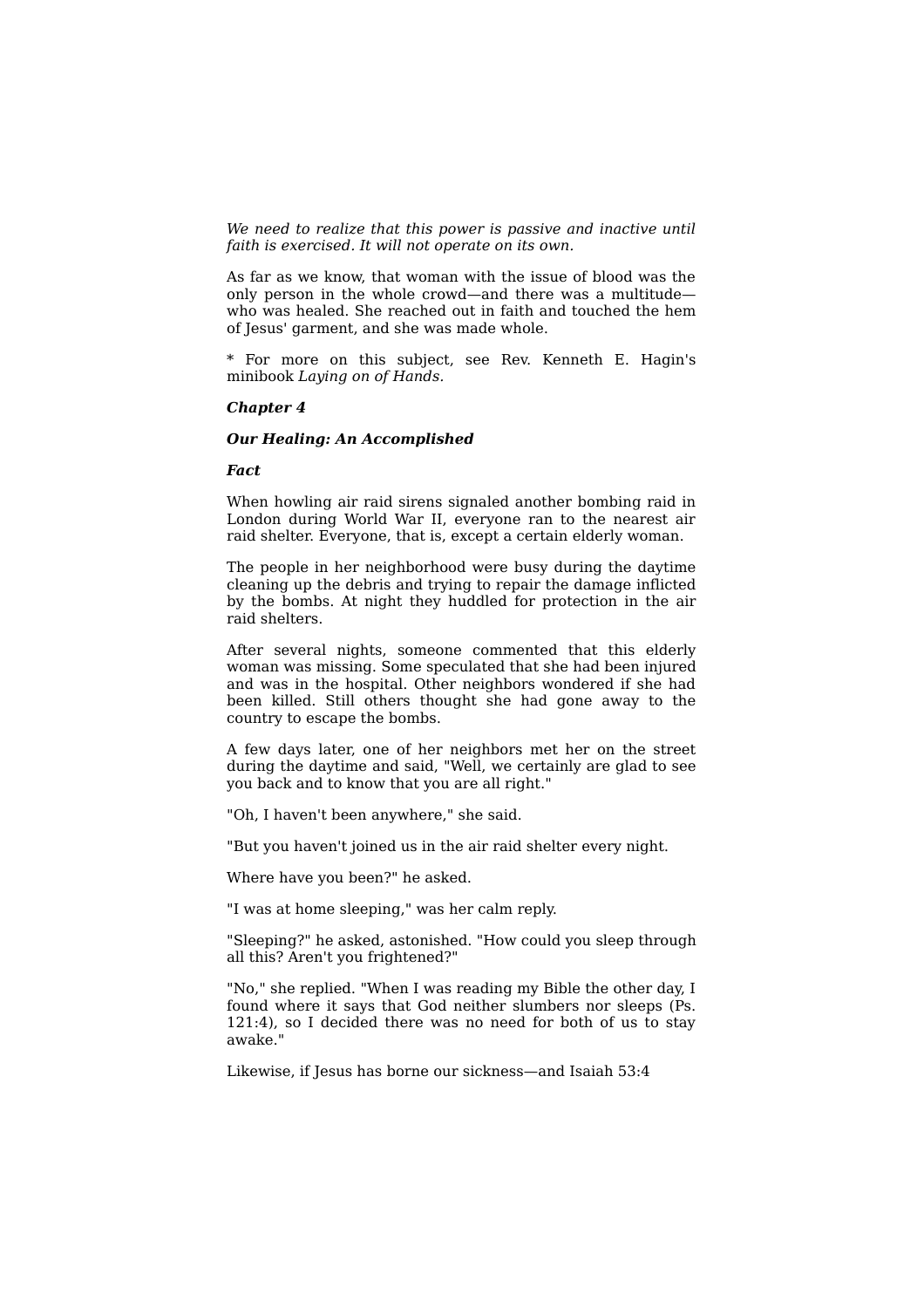*We need to realize that this power is passive and inactive until faith is exercised. It will not operate on its own.*

As far as we know, that woman with the issue of blood was the only person in the whole crowd—and there was a multitude—who was healed. She reached out in faith and touched the hem of Jesus' garment, and she was made whole.

* For more on this subject, see Rev. Kenneth E. Hagin's minibook *Laying on of Hands.*

## *Chapter 4*

## *Our Healing: An Accomplished Fact*

When howling air raid sirens signaled another bombing raid in London during World War II, everyone ran to the nearest air raid shelter. Everyone, that is, except a certain elderly woman.

The people in her neighborhood were busy during the daytime cleaning up the debris and trying to repair the damage inflicted by the bombs. At night they huddled for protection in the air raid shelters.

After several nights, someone commented that this elderly woman was missing. Some speculated that she had been injured and was in the hospital. Other neighbors wondered if she had been killed. Still others thought she had gone away to the country to escape the bombs.

A few days later, one of her neighbors met her on the street during the daytime and said, "Well, we certainly are glad to see you back and to know that you are all right."

"Oh, I haven't been anywhere," she said.

"But you haven't joined us in the air raid shelter every night.

Where have you been?" he asked.

"I was at home sleeping," was her calm reply.

"Sleeping?" he asked, astonished. "How could you sleep through all this? Aren't you frightened?"

"No," she replied. "When I was reading my Bible the other day, I found where it says that God neither slumbers nor sleeps (Ps. 121:4), so I decided there was no need for both of us to stay awake."

Likewise, if Jesus has borne our sickness—and Isaiah 53:4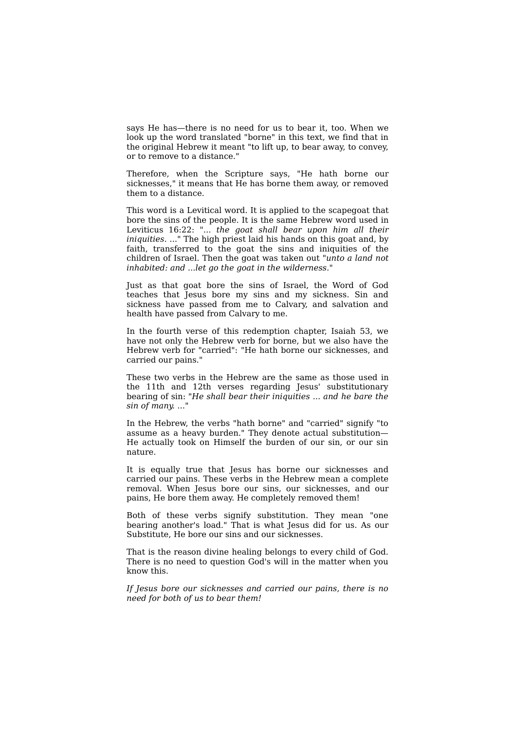says He has—there is no need for us to bear it, too. When we look up the word translated "borne" in this text, we find that in the original Hebrew it meant "to lift up, to bear away, to convey, or to remove to a distance."

Therefore, when the Scripture says, "He hath borne our sicknesses," it means that He has borne them away, or removed them to a distance.

This word is a Levitical word. It is applied to the scapegoat that bore the sins of the people. It is the same Hebrew word used in Leviticus 16:22: "*... the goat shall bear upon him all their iniquities*. ..." The high priest laid his hands on this goat and, by faith, transferred to the goat the sins and iniquities of the children of Israel. Then the goat was taken out "*unto a land not inhabited: and ...let go the goat in the wilderness*."

Just as that goat bore the sins of Israel, the Word of God teaches that Jesus bore my sins and my sickness. Sin and sickness have passed from me to Calvary, and salvation and health have passed from Calvary to me.

In the fourth verse of this redemption chapter, Isaiah 53, we have not only the Hebrew verb for borne, but we also have the Hebrew verb for "carried": "He hath borne our sicknesses, and carried our pains."

These two verbs in the Hebrew are the same as those used in the 11th and 12th verses regarding Jesus' substitutionary bearing of sin: "*He shall bear their iniquities ... and he bare the sin of many. ...*"

In the Hebrew, the verbs "hath borne" and "carried" signify "to assume as a heavy burden." They denote actual substitution—He actually took on Himself the burden of our sin, or our sin nature.

It is equally true that Jesus has borne our sicknesses and carried our pains. These verbs in the Hebrew mean a complete removal. When Jesus bore our sins, our sicknesses, and our pains, He bore them away. He completely removed them!

Both of these verbs signify substitution. They mean "one bearing another's load." That is what Jesus did for us. As our Substitute, He bore our sins and our sicknesses.

That is the reason divine healing belongs to every child of God. There is no need to question God's will in the matter when you know this.

*If Jesus bore our sicknesses and carried our pains, there is no need for both of us to bear them!*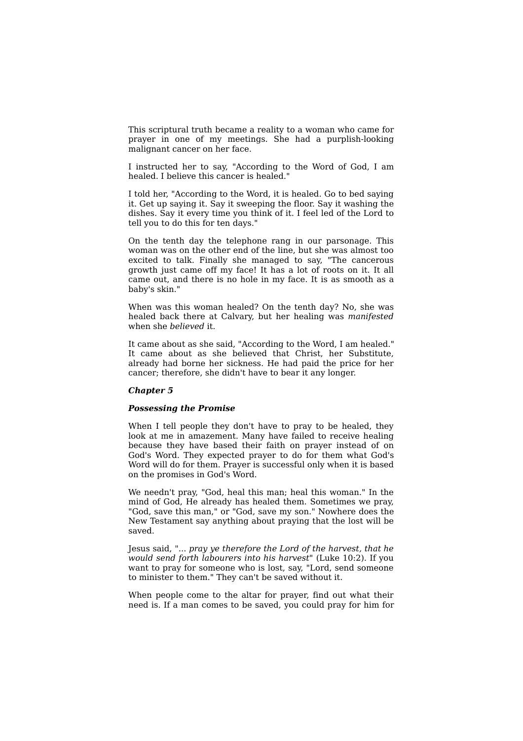This scriptural truth became a reality to a woman who came for prayer in one of my meetings. She had a purplish-looking malignant cancer on her face.

I instructed her to say, "According to the Word of God, I am healed. I believe this cancer is healed."

I told her, "According to the Word, it is healed. Go to bed saying it. Get up saying it. Say it sweeping the floor. Say it washing the dishes. Say it every time you think of it. I feel led of the Lord to tell you to do this for ten days."

On the tenth day the telephone rang in our parsonage. This woman was on the other end of the line, but she was almost too excited to talk. Finally she managed to say, "The cancerous growth just came off my face! It has a lot of roots on it. It all came out, and there is no hole in my face. It is as smooth as a baby's skin."

When was this woman healed? On the tenth day? No, she was healed back there at Calvary, but her healing was *manifested* when she *believed* it.

It came about as she said, "According to the Word, I am healed." It came about as she believed that Christ, her Substitute, already had borne her sickness. He had paid the price for her cancer; therefore, she didn't have to bear it any longer.

## ***Chapter 5***

### ***Possessing the Promise***

When I tell people they don't have to pray to be healed, they look at me in amazement. Many have failed to receive healing because they have based their faith on prayer instead of on God's Word. They expected prayer to do for them what God's Word will do for them. Prayer is successful only when it is based on the promises in God's Word.

We needn't pray, "God, heal this man; heal this woman." In the mind of God, He already has healed them. Sometimes we pray, "God, save this man," or "God, save my son." Nowhere does the New Testament say anything about praying that the lost will be saved.

Jesus said, "... *pray ye therefore the Lord of the harvest, that he would send forth labourers into his harvest*" (Luke 10:2). If you want to pray for someone who is lost, say, "Lord, send someone to minister to them." They can't be saved without it.

When people come to the altar for prayer, find out what their need is. If a man comes to be saved, you could pray for him for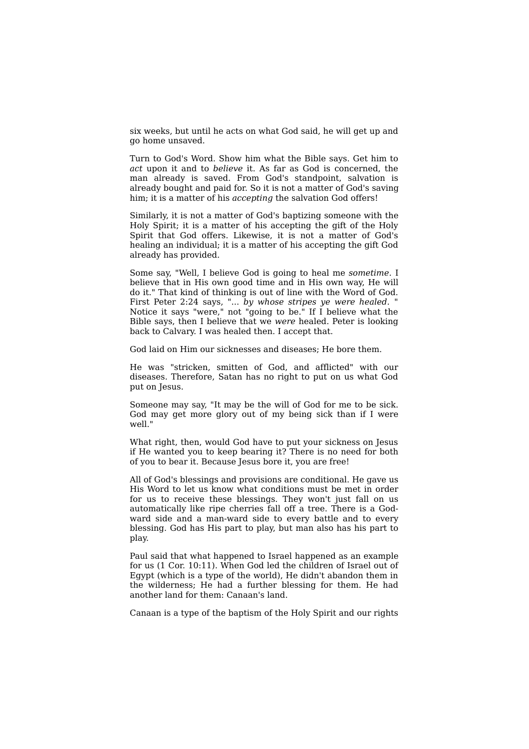six weeks, but until he acts on what God said, he will get up and go home unsaved.

Turn to God's Word. Show him what the Bible says. Get him to *act* upon it and to *believe* it. As far as God is concerned, the man already is saved. From God's standpoint, salvation is already bought and paid for. So it is not a matter of God's saving him; it is a matter of his *accepting* the salvation God offers!

Similarly, it is not a matter of God's baptizing someone with the Holy Spirit; it is a matter of his accepting the gift of the Holy Spirit that God offers. Likewise, it is not a matter of God's healing an individual; it is a matter of his accepting the gift God already has provided.

Some say, "Well, I believe God is going to heal me *sometime*. I believe that in His own good time and in His own way, He will do it." That kind of thinking is out of line with the Word of God. First Peter 2:24 says, "... *by whose stripes ye were healed*. " Notice it says "were," not "going to be." If I believe what the Bible says, then I believe that we *were* healed. Peter is looking back to Calvary. I was healed then. I accept that.

God laid on Him our sicknesses and diseases; He bore them.

He was "stricken, smitten of God, and afflicted" with our diseases. Therefore, Satan has no right to put on us what God put on Jesus.

Someone may say, "It may be the will of God for me to be sick. God may get more glory out of my being sick than if I were well."

What right, then, would God have to put your sickness on Jesus if He wanted you to keep bearing it? There is no need for both of you to bear it. Because Jesus bore it, you are free!

All of God's blessings and provisions are conditional. He gave us His Word to let us know what conditions must be met in order for us to receive these blessings. They won't just fall on us automatically like ripe cherries fall off a tree. There is a God-ward side and a man-ward side to every battle and to every blessing. God has His part to play, but man also has his part to play.

Paul said that what happened to Israel happened as an example for us (1 Cor. 10:11). When God led the children of Israel out of Egypt (which is a type of the world), He didn't abandon them in the wilderness; He had a further blessing for them. He had another land for them: Canaan's land.

Canaan is a type of the baptism of the Holy Spirit and our rights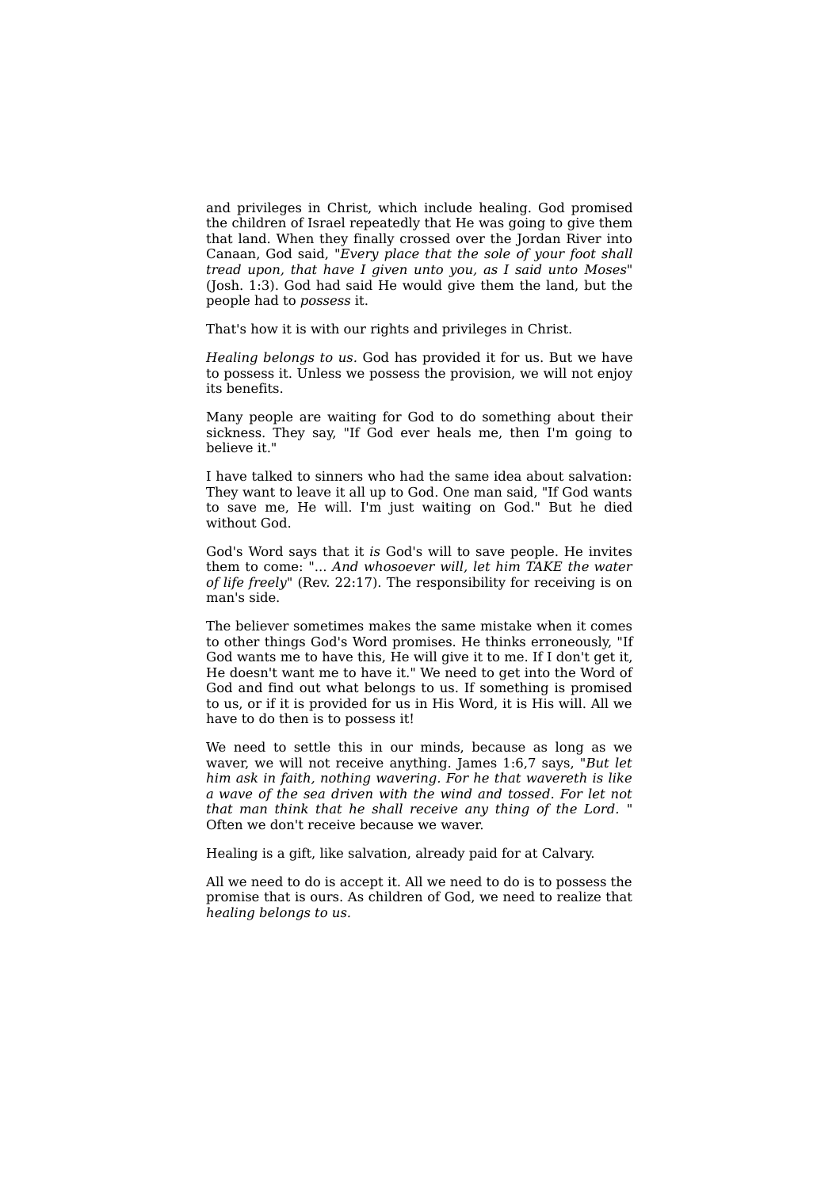and privileges in Christ, which include healing. God promised the children of Israel repeatedly that He was going to give them that land. When they finally crossed over the Jordan River into Canaan, God said, "*Every place that the sole of your foot shall tread upon, that have I given unto you, as I said unto Moses*" (Josh. 1:3). God had said He would give them the land, but the people had to *possess* it.

That's how it is with our rights and privileges in Christ.

*Healing belongs to us.* God has provided it for us. But we have to possess it. Unless we possess the provision, we will not enjoy its benefits.

Many people are waiting for God to do something about their sickness. They say, "If God ever heals me, then I'm going to believe it."

I have talked to sinners who had the same idea about salvation: They want to leave it all up to God. One man said, "If God wants to save me, He will. I'm just waiting on God." But he died without God.

God's Word says that it *is* God's will to save people. He invites them to come: "... *And whosoever will, let him TAKE the water of life freely*" (Rev. 22:17). The responsibility for receiving is on man's side.

The believer sometimes makes the same mistake when it comes to other things God's Word promises. He thinks erroneously, "If God wants me to have this, He will give it to me. If I don't get it, He doesn't want me to have it." We need to get into the Word of God and find out what belongs to us. If something is promised to us, or if it is provided for us in His Word, it is His will. All we have to do then is to possess it!

We need to settle this in our minds, because as long as we waver, we will not receive anything. James 1:6,7 says, "*But let him ask in faith, nothing wavering. For he that wavereth is like a wave of the sea driven with the wind and tossed. For let not that man think that he shall receive any thing of the Lord.* " Often we don't receive because we waver.

Healing is a gift, like salvation, already paid for at Calvary.

All we need to do is accept it. All we need to do is to possess the promise that is ours. As children of God, we need to realize that *healing belongs to us.*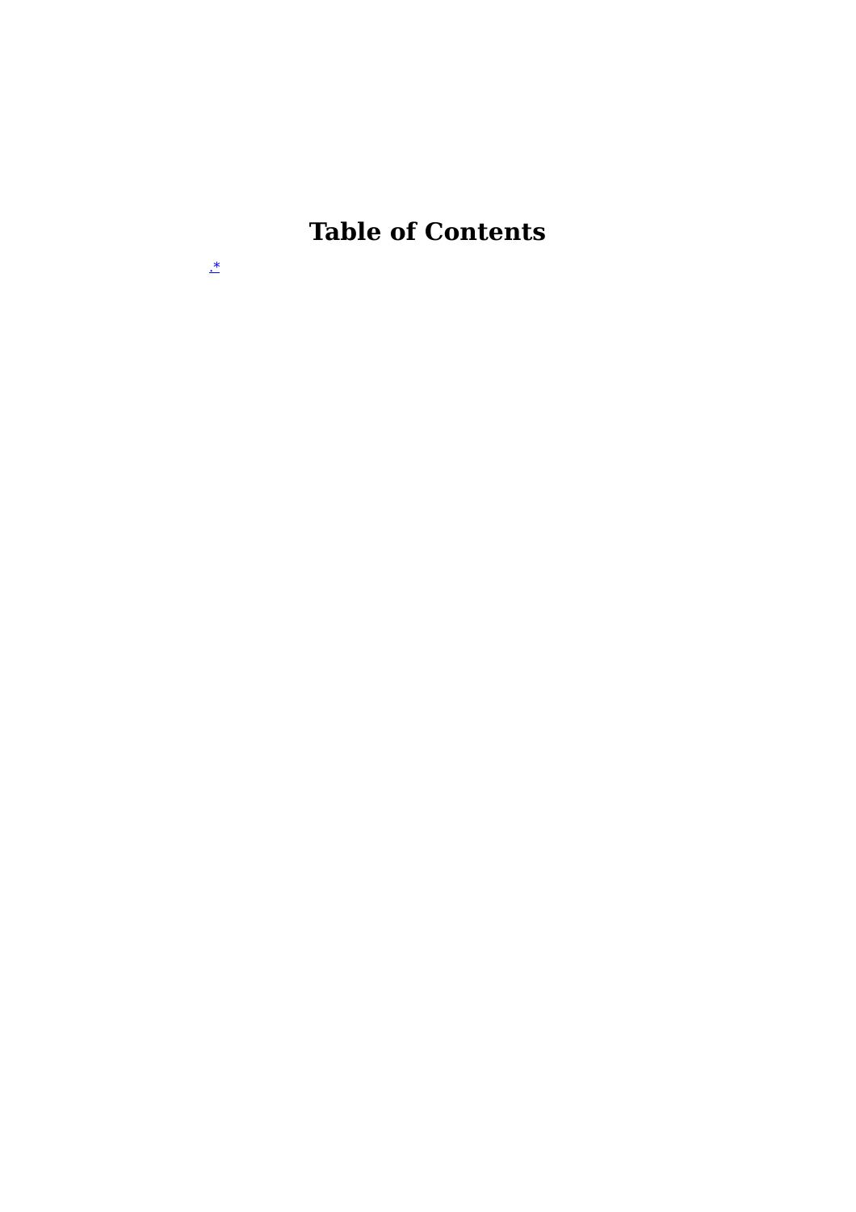# Table of Contents

.*